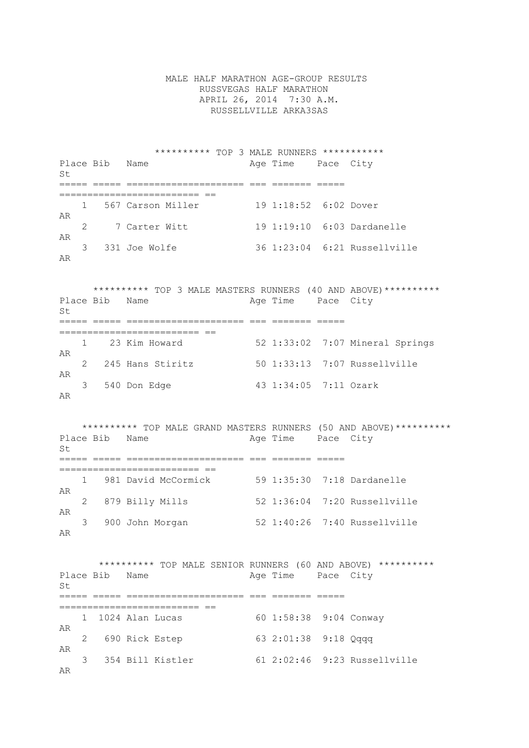MALE HALF MARATHON AGE-GROUP RESULTS
RUSSVEGAS HALF MARATHON
APRIL 26, 2014 7:30 A.M.
RUSSELLVILLE ARKA3SAS

********** TOP 3 MALE RUNNERS ***********

| Place | Bib | Name | Age | Time | Pace | City | St |
|---|---|---|---|---|---|---|---|
| 1 | 567 | Carson Miller | 19 | 1:18:52 | 6:02 | Dover | AR |
| 2 | 7 | Carter Witt | 19 | 1:19:10 | 6:03 | Dardanelle | AR |
| 3 | 331 | Joe Wolfe | 36 | 1:23:04 | 6:21 | Russellville | AR |

********** TOP 3 MALE MASTERS RUNNERS (40 AND ABOVE)**********

| Place | Bib | Name | Age | Time | Pace | City | St |
|---|---|---|---|---|---|---|---|
| 1 | 23 | Kim Howard | 52 | 1:33:02 | 7:07 | Mineral Springs | AR |
| 2 | 245 | Hans Stiritz | 50 | 1:33:13 | 7:07 | Russellville | AR |
| 3 | 540 | Don Edge | 43 | 1:34:05 | 7:11 | Ozark | AR |

********** TOP MALE GRAND MASTERS RUNNERS (50 AND ABOVE)**********

| Place | Bib | Name | Age | Time | Pace | City | St |
|---|---|---|---|---|---|---|---|
| 1 | 981 | David McCormick | 59 | 1:35:30 | 7:18 | Dardanelle | AR |
| 2 | 879 | Billy Mills | 52 | 1:36:04 | 7:20 | Russellville | AR |
| 3 | 900 | John Morgan | 52 | 1:40:26 | 7:40 | Russellville | AR |

********** TOP MALE SENIOR RUNNERS (60 AND ABOVE) **********

| Place | Bib | Name | Age | Time | Pace | City | St |
|---|---|---|---|---|---|---|---|
| 1 | 1024 | Alan Lucas | 60 | 1:58:38 | 9:04 | Conway | AR |
| 2 | 690 | Rick Estep | 63 | 2:01:38 | 9:18 | Qqqq | AR |
| 3 | 354 | Bill Kistler | 61 | 2:02:46 | 9:23 | Russellville | AR |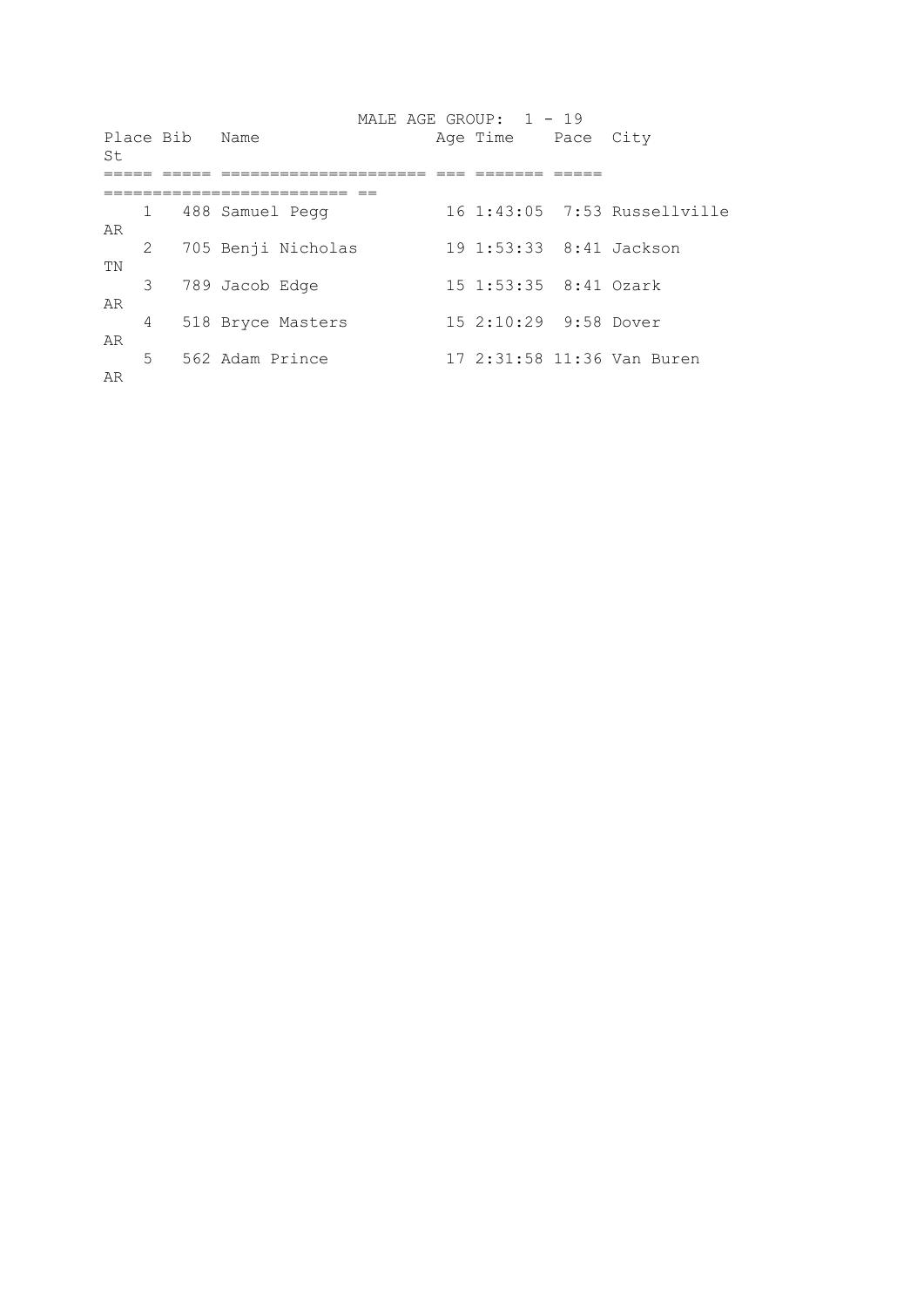MALE AGE GROUP: 1 - 19

| Place | Bib | Name | Age | Time | Pace | City | St |
|---|---|---|---|---|---|---|---|
| 1 | 488 | Samuel Pegg | 16 | 1:43:05 | 7:53 | Russellville | AR |
| 2 | 705 | Benji Nicholas | 19 | 1:53:33 | 8:41 | Jackson | TN |
| 3 | 789 | Jacob Edge | 15 | 1:53:35 | 8:41 | Ozark | AR |
| 4 | 518 | Bryce Masters | 15 | 2:10:29 | 9:58 | Dover | AR |
| 5 | 562 | Adam Prince | 17 | 2:31:58 | 11:36 | Van Buren | AR |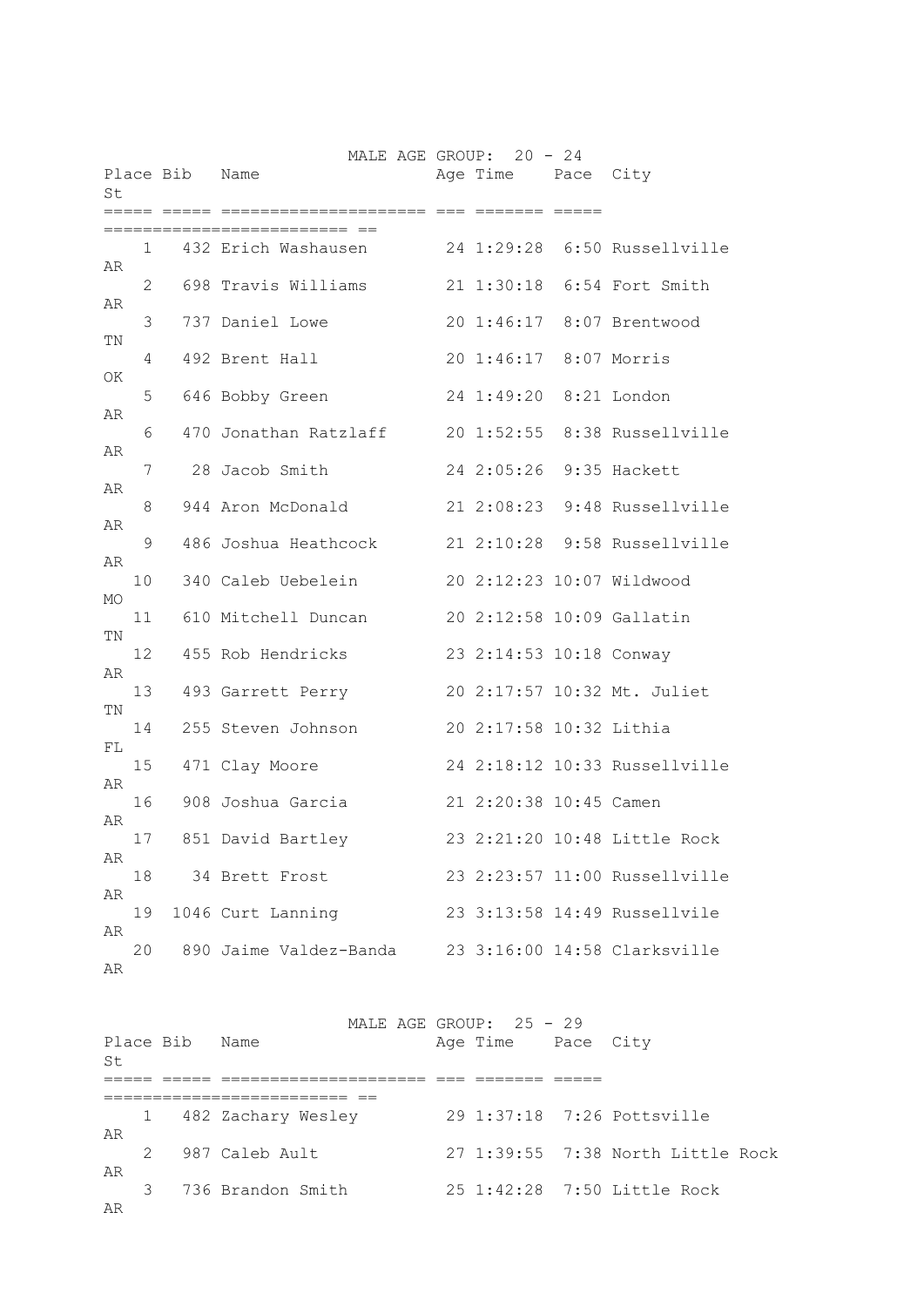## MALE AGE GROUP: 20 - 24

| Place | Bib | Name | Age | Time | Pace | City | St |
|---|---|---|---|---|---|---|---|
| 1 | 432 | Erich Washausen | 24 | 1:29:28 | 6:50 | Russellville | AR |
| 2 | 698 | Travis Williams | 21 | 1:30:18 | 6:54 | Fort Smith | AR |
| 3 | 737 | Daniel Lowe | 20 | 1:46:17 | 8:07 | Brentwood | TN |
| 4 | 492 | Brent Hall | 20 | 1:46:17 | 8:07 | Morris | OK |
| 5 | 646 | Bobby Green | 24 | 1:49:20 | 8:21 | London | AR |
| 6 | 470 | Jonathan Ratzlaff | 20 | 1:52:55 | 8:38 | Russellville | AR |
| 7 | 28 | Jacob Smith | 24 | 2:05:26 | 9:35 | Hackett | AR |
| 8 | 944 | Aron McDonald | 21 | 2:08:23 | 9:48 | Russellville | AR |
| 9 | 486 | Joshua Heathcock | 21 | 2:10:28 | 9:58 | Russellville | AR |
| 10 | 340 | Caleb Uebelein | 20 | 2:12:23 | 10:07 | Wildwood | MO |
| 11 | 610 | Mitchell Duncan | 20 | 2:12:58 | 10:09 | Gallatin | TN |
| 12 | 455 | Rob Hendricks | 23 | 2:14:53 | 10:18 | Conway | AR |
| 13 | 493 | Garrett Perry | 20 | 2:17:57 | 10:32 | Mt. Juliet | TN |
| 14 | 255 | Steven Johnson | 20 | 2:17:58 | 10:32 | Lithia | FL |
| 15 | 471 | Clay Moore | 24 | 2:18:12 | 10:33 | Russellville | AR |
| 16 | 908 | Joshua Garcia | 21 | 2:20:38 | 10:45 | Camen | AR |
| 17 | 851 | David Bartley | 23 | 2:21:20 | 10:48 | Little Rock | AR |
| 18 | 34 | Brett Frost | 23 | 2:23:57 | 11:00 | Russellville | AR |
| 19 | 1046 | Curt Lanning | 23 | 3:13:58 | 14:49 | Russellvile | AR |
| 20 | 890 | Jaime Valdez-Banda | 23 | 3:16:00 | 14:58 | Clarksville | AR |

## MALE AGE GROUP: 25 - 29

| Place | Bib | Name | Age | Time | Pace | City | St |
|---|---|---|---|---|---|---|---|
| 1 | 482 | Zachary Wesley | 29 | 1:37:18 | 7:26 | Pottsville | AR |
| 2 | 987 | Caleb Ault | 27 | 1:39:55 | 7:38 | North Little Rock | AR |
| 3 | 736 | Brandon Smith | 25 | 1:42:28 | 7:50 | Little Rock | AR |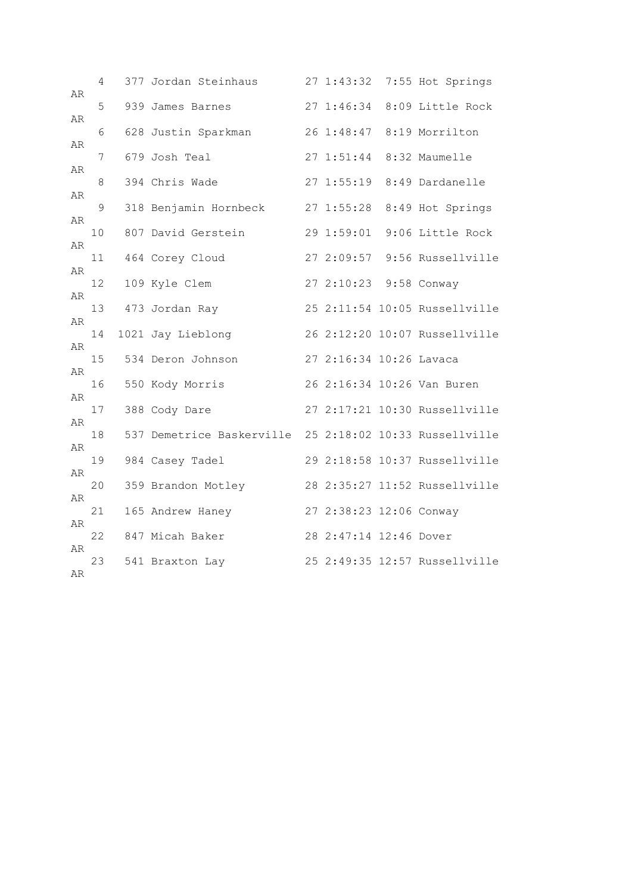```
    4   377 Jordan Steinhaus       27 1:43:32  7:55 Hot Springs
AR
    5   939 James Barnes           27 1:46:34  8:09 Little Rock
AR
    6   628 Justin Sparkman        26 1:48:47  8:19 Morrilton
AR
    7   679 Josh Teal              27 1:51:44  8:32 Maumelle
AR
    8   394 Chris Wade             27 1:55:19  8:49 Dardanelle
AR
    9   318 Benjamin Hornbeck      27 1:55:28  8:49 Hot Springs
AR
   10   807 David Gerstein         29 1:59:01  9:06 Little Rock
AR
   11   464 Corey Cloud            27 2:09:57  9:56 Russellville
AR
   12   109 Kyle Clem              27 2:10:23  9:58 Conway
AR
   13   473 Jordan Ray             25 2:11:54 10:05 Russellville
AR
   14  1021 Jay Lieblong           26 2:12:20 10:07 Russellville
AR
   15   534 Deron Johnson          27 2:16:34 10:26 Lavaca
AR
   16   550 Kody Morris            26 2:16:34 10:26 Van Buren
AR
   17   388 Cody Dare              27 2:17:21 10:30 Russellville
AR
   18   537 Demetrice Baskerville  25 2:18:02 10:33 Russellville
AR
   19   984 Casey Tadel            29 2:18:58 10:37 Russellville
AR
   20   359 Brandon Motley         28 2:35:27 11:52 Russellville
AR
   21   165 Andrew Haney           27 2:38:23 12:06 Conway
AR
   22   847 Micah Baker            28 2:47:14 12:46 Dover
AR
   23   541 Braxton Lay            25 2:49:35 12:57 Russellville
AR
```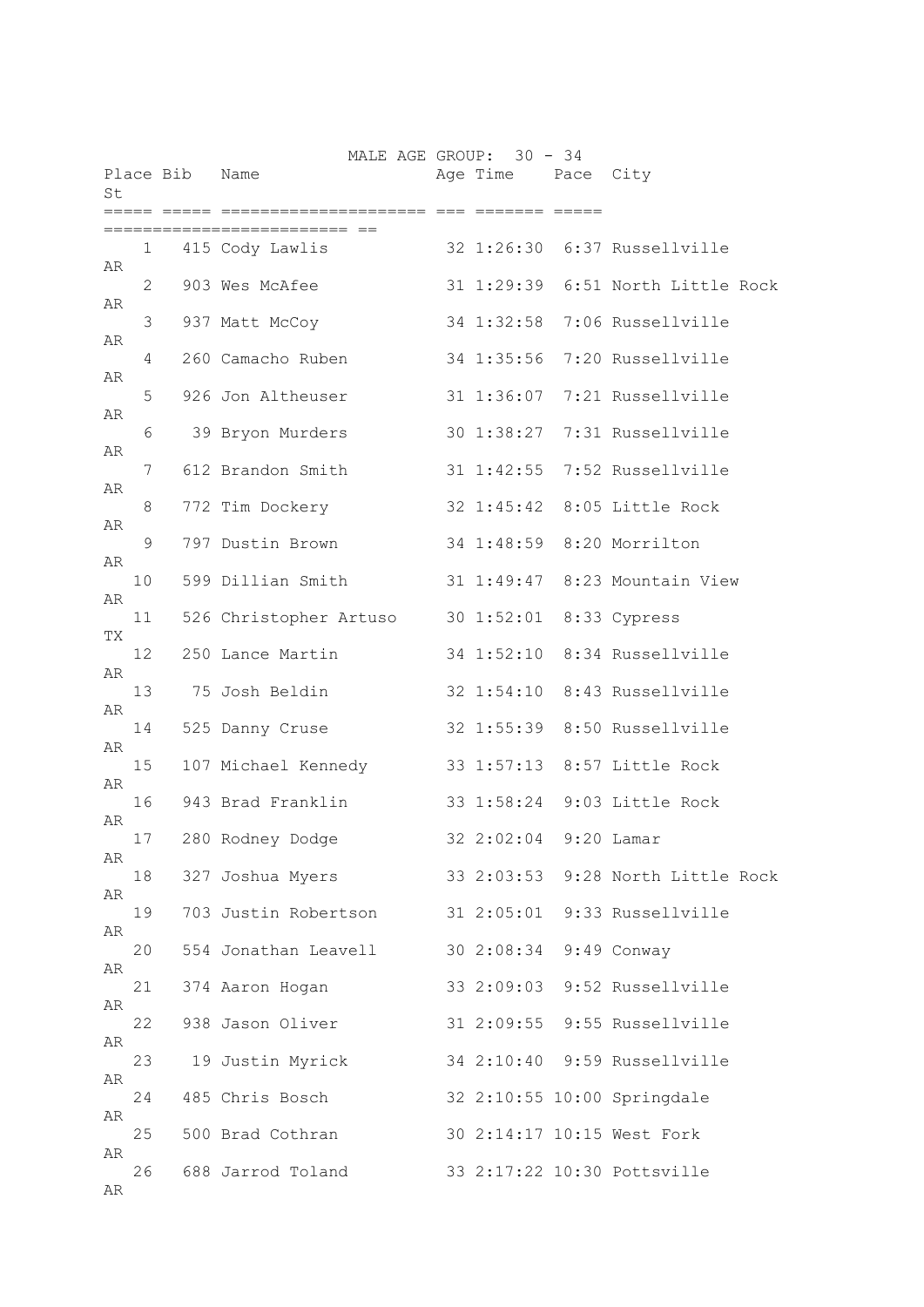## MALE AGE GROUP: 30 - 34

| Place | Bib | Name | Age | Time | Pace | City | St |
|---|---|---|---|---|---|---|---|
| 1 | 415 | Cody Lawlis | 32 | 1:26:30 | 6:37 | Russellville | AR |
| 2 | 903 | Wes McAfee | 31 | 1:29:39 | 6:51 | North Little Rock | AR |
| 3 | 937 | Matt McCoy | 34 | 1:32:58 | 7:06 | Russellville | AR |
| 4 | 260 | Camacho Ruben | 34 | 1:35:56 | 7:20 | Russellville | AR |
| 5 | 926 | Jon Altheuser | 31 | 1:36:07 | 7:21 | Russellville | AR |
| 6 | 39 | Bryon Murders | 30 | 1:38:27 | 7:31 | Russellville | AR |
| 7 | 612 | Brandon Smith | 31 | 1:42:55 | 7:52 | Russellville | AR |
| 8 | 772 | Tim Dockery | 32 | 1:45:42 | 8:05 | Little Rock | AR |
| 9 | 797 | Dustin Brown | 34 | 1:48:59 | 8:20 | Morrilton | AR |
| 10 | 599 | Dillian Smith | 31 | 1:49:47 | 8:23 | Mountain View | AR |
| 11 | 526 | Christopher Artuso | 30 | 1:52:01 | 8:33 | Cypress | TX |
| 12 | 250 | Lance Martin | 34 | 1:52:10 | 8:34 | Russellville | AR |
| 13 | 75 | Josh Beldin | 32 | 1:54:10 | 8:43 | Russellville | AR |
| 14 | 525 | Danny Cruse | 32 | 1:55:39 | 8:50 | Russellville | AR |
| 15 | 107 | Michael Kennedy | 33 | 1:57:13 | 8:57 | Little Rock | AR |
| 16 | 943 | Brad Franklin | 33 | 1:58:24 | 9:03 | Little Rock | AR |
| 17 | 280 | Rodney Dodge | 32 | 2:02:04 | 9:20 | Lamar | AR |
| 18 | 327 | Joshua Myers | 33 | 2:03:53 | 9:28 | North Little Rock | AR |
| 19 | 703 | Justin Robertson | 31 | 2:05:01 | 9:33 | Russellville | AR |
| 20 | 554 | Jonathan Leavell | 30 | 2:08:34 | 9:49 | Conway | AR |
| 21 | 374 | Aaron Hogan | 33 | 2:09:03 | 9:52 | Russellville | AR |
| 22 | 938 | Jason Oliver | 31 | 2:09:55 | 9:55 | Russellville | AR |
| 23 | 19 | Justin Myrick | 34 | 2:10:40 | 9:59 | Russellville | AR |
| 24 | 485 | Chris Bosch | 32 | 2:10:55 | 10:00 | Springdale | AR |
| 25 | 500 | Brad Cothran | 30 | 2:14:17 | 10:15 | West Fork | AR |
| 26 | 688 | Jarrod Toland | 33 | 2:17:22 | 10:30 | Pottsville | AR |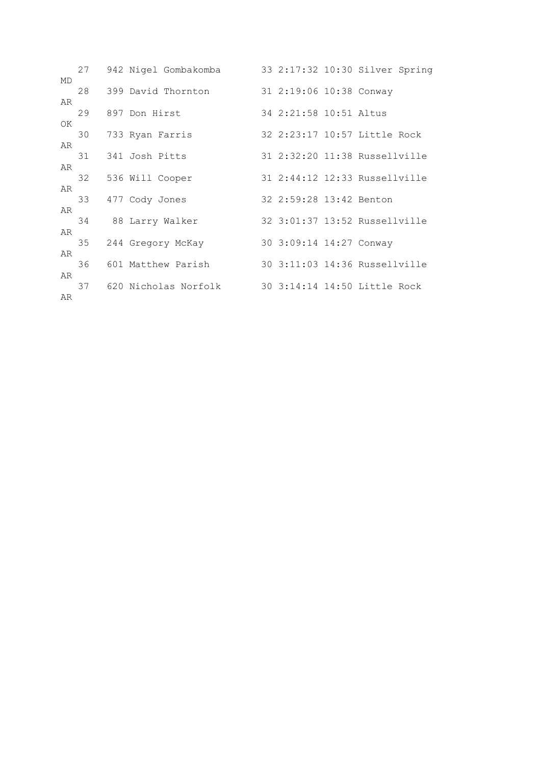```
   27   942 Nigel Gombakomba       33 2:17:32 10:30 Silver Spring
MD
   28   399 David Thornton         31 2:19:06 10:38 Conway
AR
   29   897 Don Hirst              34 2:21:58 10:51 Altus
OK
   30   733 Ryan Farris            32 2:23:17 10:57 Little Rock
AR
   31   341 Josh Pitts             31 2:32:20 11:38 Russellville
AR
   32   536 Will Cooper            31 2:44:12 12:33 Russellville
AR
   33   477 Cody Jones             32 2:59:28 13:42 Benton
AR
   34    88 Larry Walker           32 3:01:37 13:52 Russellville
AR
   35   244 Gregory McKay          30 3:09:14 14:27 Conway
AR
   36   601 Matthew Parish         30 3:11:03 14:36 Russellville
AR
   37   620 Nicholas Norfolk       30 3:14:14 14:50 Little Rock
AR
```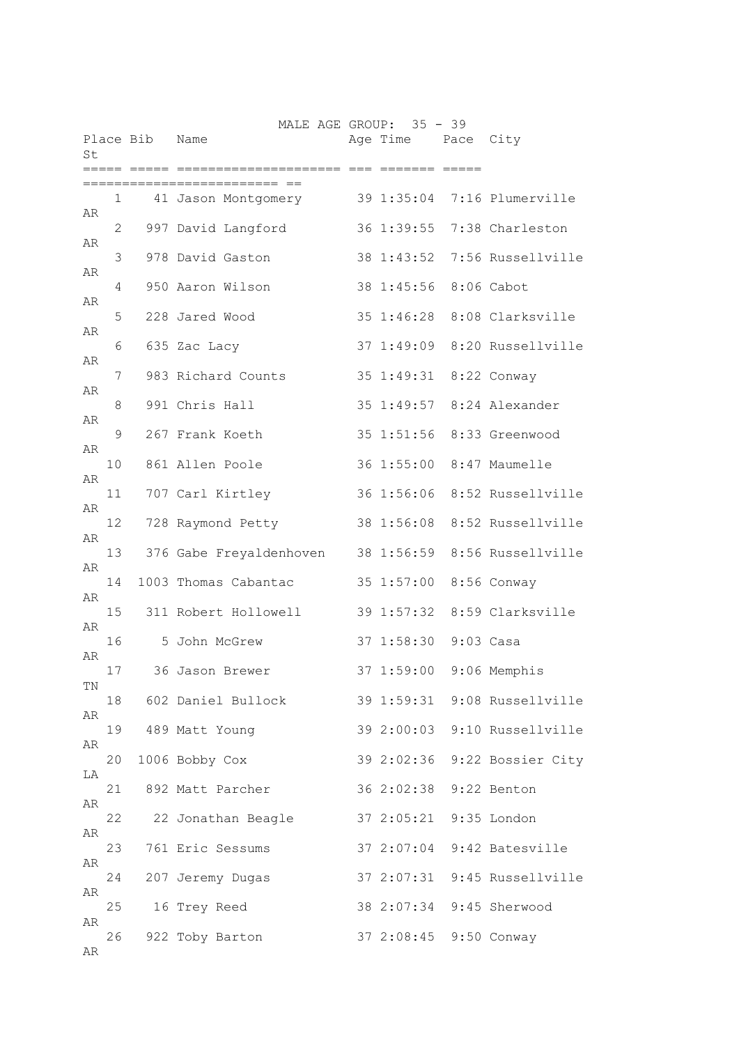## MALE AGE GROUP: 35 - 39

| Place | Bib | Name | Age | Time | Pace | City | St |
|---|---|---|---|---|---|---|---|
| 1 | 41 | Jason Montgomery | 39 | 1:35:04 | 7:16 | Plumerville | AR |
| 2 | 997 | David Langford | 36 | 1:39:55 | 7:38 | Charleston | AR |
| 3 | 978 | David Gaston | 38 | 1:43:52 | 7:56 | Russellville | AR |
| 4 | 950 | Aaron Wilson | 38 | 1:45:56 | 8:06 | Cabot | AR |
| 5 | 228 | Jared Wood | 35 | 1:46:28 | 8:08 | Clarksville | AR |
| 6 | 635 | Zac Lacy | 37 | 1:49:09 | 8:20 | Russellville | AR |
| 7 | 983 | Richard Counts | 35 | 1:49:31 | 8:22 | Conway | AR |
| 8 | 991 | Chris Hall | 35 | 1:49:57 | 8:24 | Alexander | AR |
| 9 | 267 | Frank Koeth | 35 | 1:51:56 | 8:33 | Greenwood | AR |
| 10 | 861 | Allen Poole | 36 | 1:55:00 | 8:47 | Maumelle | AR |
| 11 | 707 | Carl Kirtley | 36 | 1:56:06 | 8:52 | Russellville | AR |
| 12 | 728 | Raymond Petty | 38 | 1:56:08 | 8:52 | Russellville | AR |
| 13 | 376 | Gabe Freyaldenhoven | 38 | 1:56:59 | 8:56 | Russellville | AR |
| 14 | 1003 | Thomas Cabantac | 35 | 1:57:00 | 8:56 | Conway | AR |
| 15 | 311 | Robert Hollowell | 39 | 1:57:32 | 8:59 | Clarksville | AR |
| 16 | 5 | John McGrew | 37 | 1:58:30 | 9:03 | Casa | AR |
| 17 | 36 | Jason Brewer | 37 | 1:59:00 | 9:06 | Memphis | TN |
| 18 | 602 | Daniel Bullock | 39 | 1:59:31 | 9:08 | Russellville | AR |
| 19 | 489 | Matt Young | 39 | 2:00:03 | 9:10 | Russellville | AR |
| 20 | 1006 | Bobby Cox | 39 | 2:02:36 | 9:22 | Bossier City | LA |
| 21 | 892 | Matt Parcher | 36 | 2:02:38 | 9:22 | Benton | AR |
| 22 | 22 | Jonathan Beagle | 37 | 2:05:21 | 9:35 | London | AR |
| 23 | 761 | Eric Sessums | 37 | 2:07:04 | 9:42 | Batesville | AR |
| 24 | 207 | Jeremy Dugas | 37 | 2:07:31 | 9:45 | Russellville | AR |
| 25 | 16 | Trey Reed | 38 | 2:07:34 | 9:45 | Sherwood | AR |
| 26 | 922 | Toby Barton | 37 | 2:08:45 | 9:50 | Conway | AR |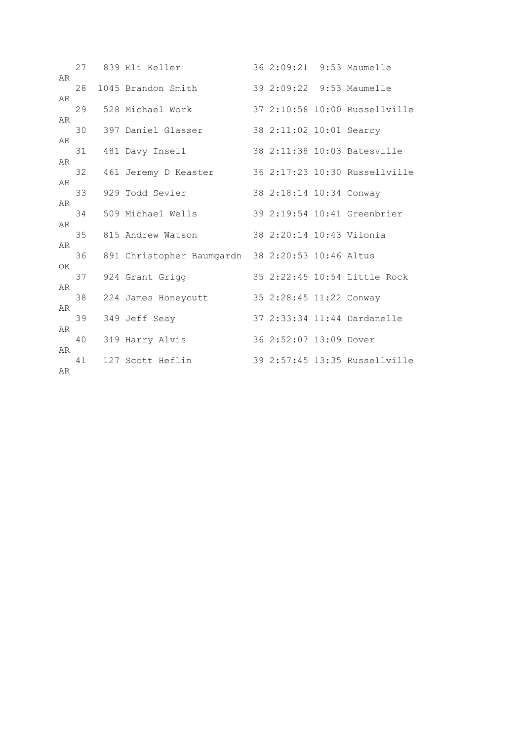```
   27   839 Eli Keller             36 2:09:21  9:53 Maumelle
AR
   28  1045 Brandon Smith          39 2:09:22  9:53 Maumelle
AR
   29   528 Michael Work           37 2:10:58 10:00 Russellville
AR
   30   397 Daniel Glasser         38 2:11:02 10:01 Searcy
AR
   31   481 Davy Insell            38 2:11:38 10:03 Batesville
AR
   32   461 Jeremy D Keaster       36 2:17:23 10:30 Russellville
AR
   33   929 Todd Sevier            38 2:18:14 10:34 Conway
AR
   34   509 Michael Wells          39 2:19:54 10:41 Greenbrier
AR
   35   815 Andrew Watson          38 2:20:14 10:43 Vilonia
AR
   36   891 Christopher Baumgardn  38 2:20:53 10:46 Altus
OK
   37   924 Grant Grigg            35 2:22:45 10:54 Little Rock
AR
   38   224 James Honeycutt        35 2:28:45 11:22 Conway
AR
   39   349 Jeff Seay              37 2:33:34 11:44 Dardanelle
AR
   40   319 Harry Alvis            36 2:52:07 13:09 Dover
AR
   41   127 Scott Heflin           39 2:57:45 13:35 Russellville
AR
```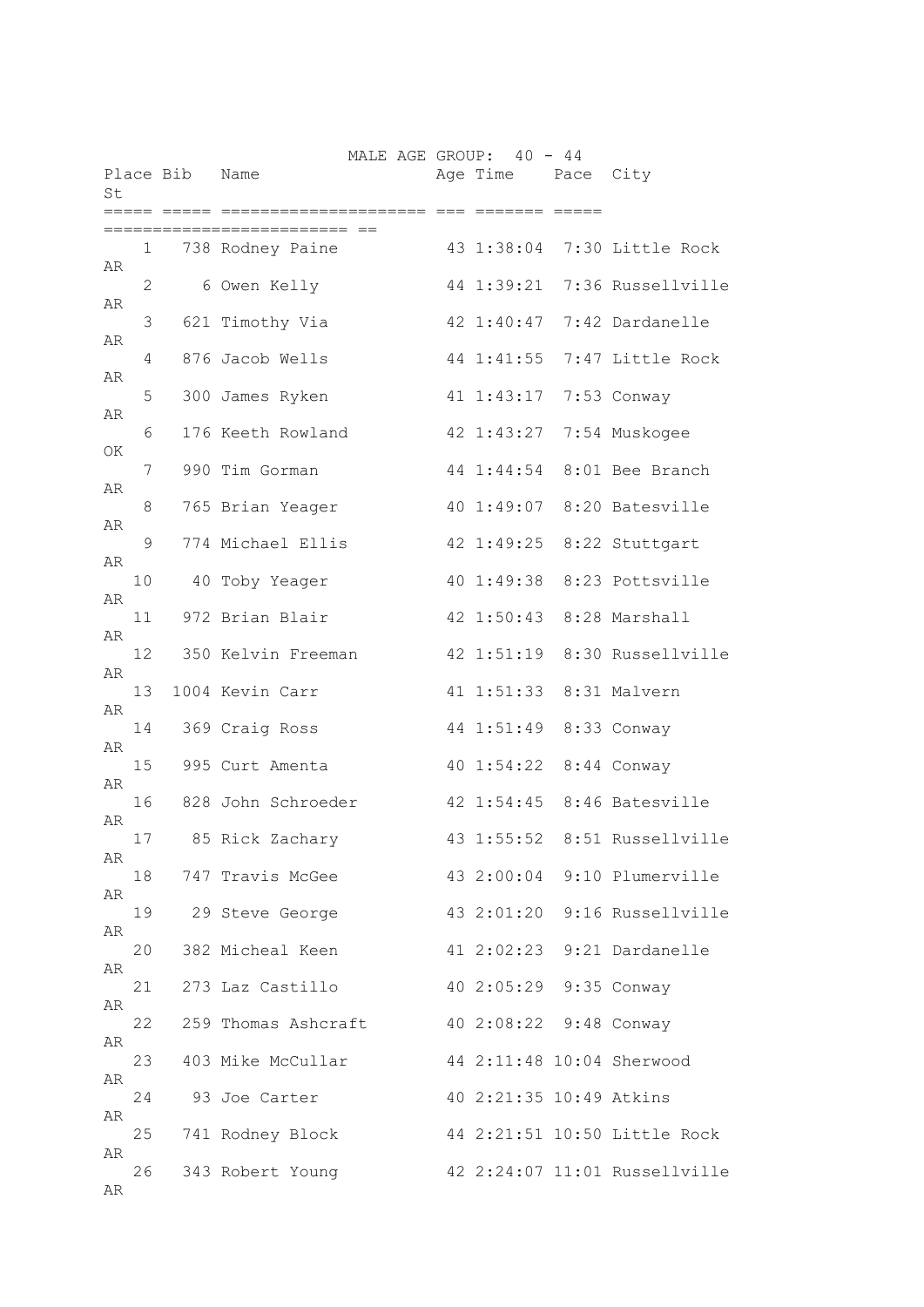MALE AGE GROUP: 40 - 44

| Place | Bib | Name | Age | Time | Pace | City | St |
|---|---|---|---|---|---|---|---|
| 1 | 738 | Rodney Paine | 43 | 1:38:04 | 7:30 | Little Rock | AR |
| 2 | 6 | Owen Kelly | 44 | 1:39:21 | 7:36 | Russellville | AR |
| 3 | 621 | Timothy Via | 42 | 1:40:47 | 7:42 | Dardanelle | AR |
| 4 | 876 | Jacob Wells | 44 | 1:41:55 | 7:47 | Little Rock | AR |
| 5 | 300 | James Ryken | 41 | 1:43:17 | 7:53 | Conway | AR |
| 6 | 176 | Keeth Rowland | 42 | 1:43:27 | 7:54 | Muskogee | OK |
| 7 | 990 | Tim Gorman | 44 | 1:44:54 | 8:01 | Bee Branch | AR |
| 8 | 765 | Brian Yeager | 40 | 1:49:07 | 8:20 | Batesville | AR |
| 9 | 774 | Michael Ellis | 42 | 1:49:25 | 8:22 | Stuttgart | AR |
| 10 | 40 | Toby Yeager | 40 | 1:49:38 | 8:23 | Pottsville | AR |
| 11 | 972 | Brian Blair | 42 | 1:50:43 | 8:28 | Marshall | AR |
| 12 | 350 | Kelvin Freeman | 42 | 1:51:19 | 8:30 | Russellville | AR |
| 13 | 1004 | Kevin Carr | 41 | 1:51:33 | 8:31 | Malvern | AR |
| 14 | 369 | Craig Ross | 44 | 1:51:49 | 8:33 | Conway | AR |
| 15 | 995 | Curt Amenta | 40 | 1:54:22 | 8:44 | Conway | AR |
| 16 | 828 | John Schroeder | 42 | 1:54:45 | 8:46 | Batesville | AR |
| 17 | 85 | Rick Zachary | 43 | 1:55:52 | 8:51 | Russellville | AR |
| 18 | 747 | Travis McGee | 43 | 2:00:04 | 9:10 | Plumerville | AR |
| 19 | 29 | Steve George | 43 | 2:01:20 | 9:16 | Russellville | AR |
| 20 | 382 | Micheal Keen | 41 | 2:02:23 | 9:21 | Dardanelle | AR |
| 21 | 273 | Laz Castillo | 40 | 2:05:29 | 9:35 | Conway | AR |
| 22 | 259 | Thomas Ashcraft | 40 | 2:08:22 | 9:48 | Conway | AR |
| 23 | 403 | Mike McCullar | 44 | 2:11:48 | 10:04 | Sherwood | AR |
| 24 | 93 | Joe Carter | 40 | 2:21:35 | 10:49 | Atkins | AR |
| 25 | 741 | Rodney Block | 44 | 2:21:51 | 10:50 | Little Rock | AR |
| 26 | 343 | Robert Young | 42 | 2:24:07 | 11:01 | Russellville | AR |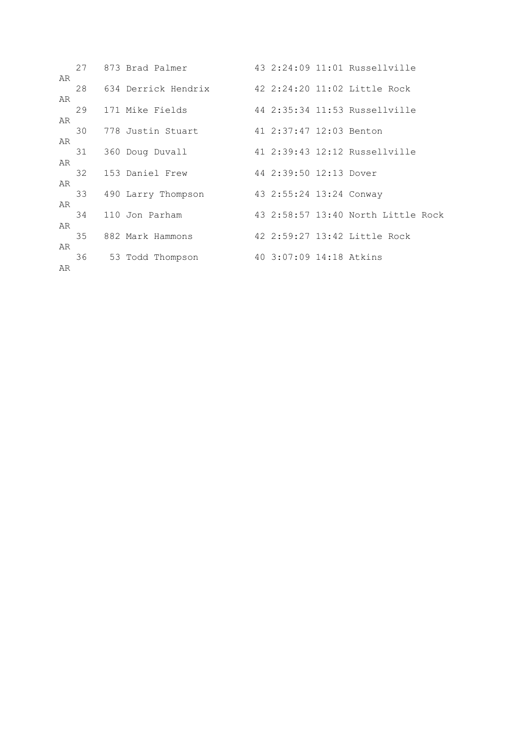```
   27   873 Brad Palmer            43 2:24:09 11:01 Russellville
AR
   28   634 Derrick Hendrix        42 2:24:20 11:02 Little Rock
AR
   29   171 Mike Fields            44 2:35:34 11:53 Russellville
AR
   30   778 Justin Stuart          41 2:37:47 12:03 Benton
AR
   31   360 Doug Duvall            41 2:39:43 12:12 Russellville
AR
   32   153 Daniel Frew            44 2:39:50 12:13 Dover
AR
   33   490 Larry Thompson         43 2:55:24 13:24 Conway
AR
   34   110 Jon Parham             43 2:58:57 13:40 North Little Rock
AR
   35   882 Mark Hammons           42 2:59:27 13:42 Little Rock
AR
   36    53 Todd Thompson          40 3:07:09 14:18 Atkins
AR
```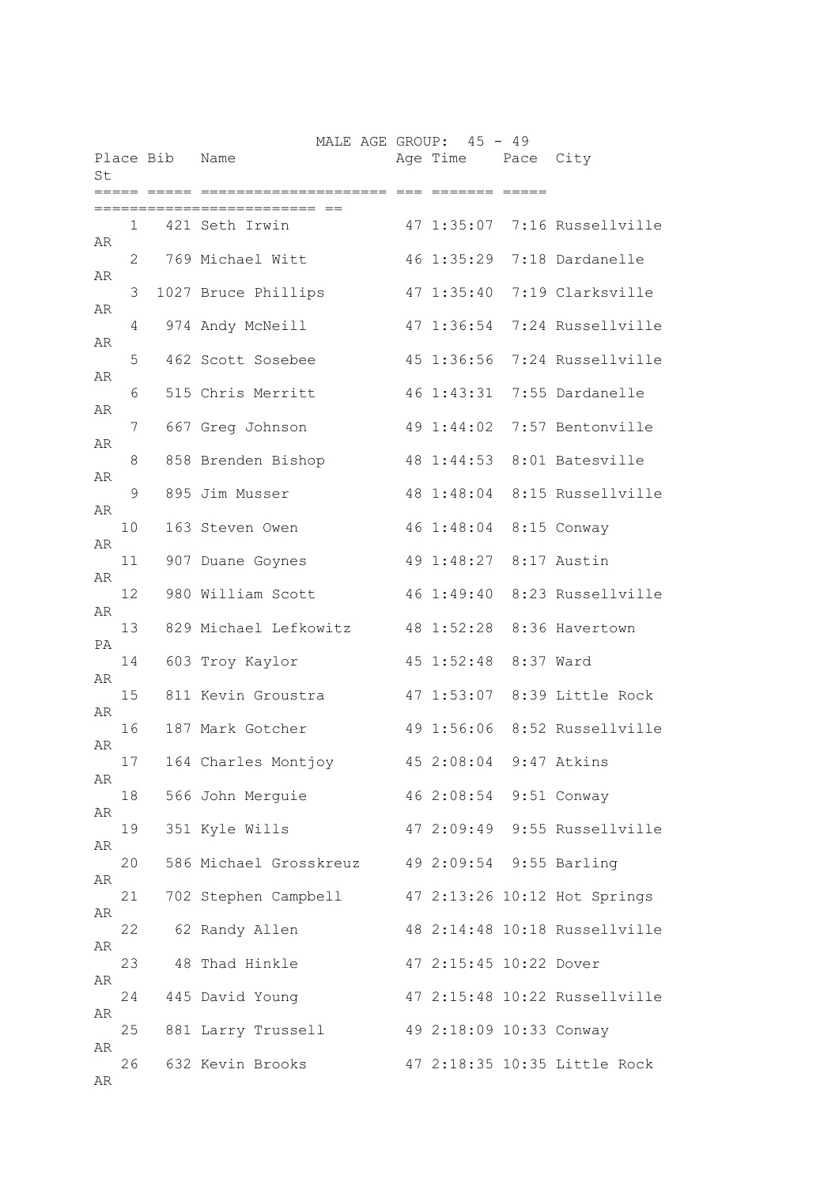## MALE AGE GROUP: 45 - 49

| Place | Bib | Name | Age | Time | Pace | City | St |
|---|---|---|---|---|---|---|---|
| 1 | 421 | Seth Irwin | 47 | 1:35:07 | 7:16 | Russellville | AR |
| 2 | 769 | Michael Witt | 46 | 1:35:29 | 7:18 | Dardanelle | AR |
| 3 | 1027 | Bruce Phillips | 47 | 1:35:40 | 7:19 | Clarksville | AR |
| 4 | 974 | Andy McNeill | 47 | 1:36:54 | 7:24 | Russellville | AR |
| 5 | 462 | Scott Sosebee | 45 | 1:36:56 | 7:24 | Russellville | AR |
| 6 | 515 | Chris Merritt | 46 | 1:43:31 | 7:55 | Dardanelle | AR |
| 7 | 667 | Greg Johnson | 49 | 1:44:02 | 7:57 | Bentonville | AR |
| 8 | 858 | Brenden Bishop | 48 | 1:44:53 | 8:01 | Batesville | AR |
| 9 | 895 | Jim Musser | 48 | 1:48:04 | 8:15 | Russellville | AR |
| 10 | 163 | Steven Owen | 46 | 1:48:04 | 8:15 | Conway | AR |
| 11 | 907 | Duane Goynes | 49 | 1:48:27 | 8:17 | Austin | AR |
| 12 | 980 | William Scott | 46 | 1:49:40 | 8:23 | Russellville | AR |
| 13 | 829 | Michael Lefkowitz | 48 | 1:52:28 | 8:36 | Havertown | PA |
| 14 | 603 | Troy Kaylor | 45 | 1:52:48 | 8:37 | Ward | AR |
| 15 | 811 | Kevin Groustra | 47 | 1:53:07 | 8:39 | Little Rock | AR |
| 16 | 187 | Mark Gotcher | 49 | 1:56:06 | 8:52 | Russellville | AR |
| 17 | 164 | Charles Montjoy | 45 | 2:08:04 | 9:47 | Atkins | AR |
| 18 | 566 | John Merguie | 46 | 2:08:54 | 9:51 | Conway | AR |
| 19 | 351 | Kyle Wills | 47 | 2:09:49 | 9:55 | Russellville | AR |
| 20 | 586 | Michael Grosskreuz | 49 | 2:09:54 | 9:55 | Barling | AR |
| 21 | 702 | Stephen Campbell | 47 | 2:13:26 | 10:12 | Hot Springs | AR |
| 22 | 62 | Randy Allen | 48 | 2:14:48 | 10:18 | Russellville | AR |
| 23 | 48 | Thad Hinkle | 47 | 2:15:45 | 10:22 | Dover | AR |
| 24 | 445 | David Young | 47 | 2:15:48 | 10:22 | Russellville | AR |
| 25 | 881 | Larry Trussell | 49 | 2:18:09 | 10:33 | Conway | AR |
| 26 | 632 | Kevin Brooks | 47 | 2:18:35 | 10:35 | Little Rock | AR |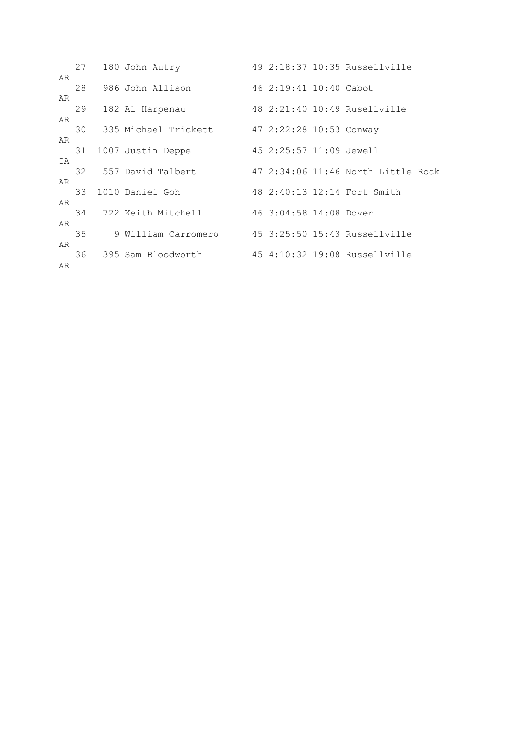```
   27   180 John Autry            49 2:18:37 10:35 Russellville
AR
   28   986 John Allison          46 2:19:41 10:40 Cabot
AR
   29   182 Al Harpenau           48 2:21:40 10:49 Rusellville
AR
   30   335 Michael Trickett      47 2:22:28 10:53 Conway
AR
   31  1007 Justin Deppe          45 2:25:57 11:09 Jewell
IA
   32   557 David Talbert         47 2:34:06 11:46 North Little Rock
AR
   33  1010 Daniel Goh            48 2:40:13 12:14 Fort Smith
AR
   34   722 Keith Mitchell        46 3:04:58 14:08 Dover
AR
   35     9 William Carromero     45 3:25:50 15:43 Russellville
AR
   36   395 Sam Bloodworth        45 4:10:32 19:08 Russellville
AR
```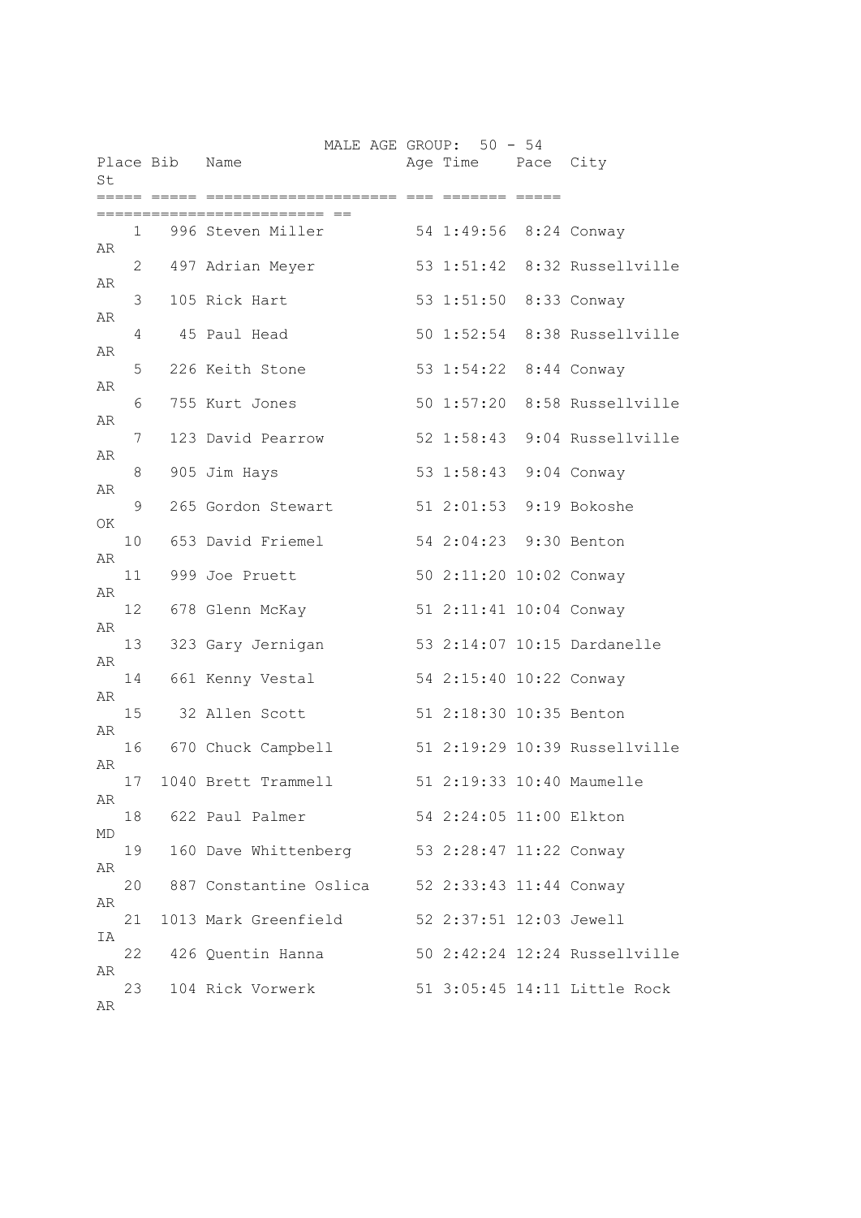## MALE AGE GROUP: 50 - 54

| Place | Bib | Name | Age | Time | Pace | City | St |
|---|---|---|---|---|---|---|---|
| 1 | 996 | Steven Miller | 54 | 1:49:56 | 8:24 | Conway | AR |
| 2 | 497 | Adrian Meyer | 53 | 1:51:42 | 8:32 | Russellville | AR |
| 3 | 105 | Rick Hart | 53 | 1:51:50 | 8:33 | Conway | AR |
| 4 | 45 | Paul Head | 50 | 1:52:54 | 8:38 | Russellville | AR |
| 5 | 226 | Keith Stone | 53 | 1:54:22 | 8:44 | Conway | AR |
| 6 | 755 | Kurt Jones | 50 | 1:57:20 | 8:58 | Russellville | AR |
| 7 | 123 | David Pearrow | 52 | 1:58:43 | 9:04 | Russellville | AR |
| 8 | 905 | Jim Hays | 53 | 1:58:43 | 9:04 | Conway | AR |
| 9 | 265 | Gordon Stewart | 51 | 2:01:53 | 9:19 | Bokoshe | OK |
| 10 | 653 | David Friemel | 54 | 2:04:23 | 9:30 | Benton | AR |
| 11 | 999 | Joe Pruett | 50 | 2:11:20 | 10:02 | Conway | AR |
| 12 | 678 | Glenn McKay | 51 | 2:11:41 | 10:04 | Conway | AR |
| 13 | 323 | Gary Jernigan | 53 | 2:14:07 | 10:15 | Dardanelle | AR |
| 14 | 661 | Kenny Vestal | 54 | 2:15:40 | 10:22 | Conway | AR |
| 15 | 32 | Allen Scott | 51 | 2:18:30 | 10:35 | Benton | AR |
| 16 | 670 | Chuck Campbell | 51 | 2:19:29 | 10:39 | Russellville | AR |
| 17 | 1040 | Brett Trammell | 51 | 2:19:33 | 10:40 | Maumelle | AR |
| 18 | 622 | Paul Palmer | 54 | 2:24:05 | 11:00 | Elkton | MD |
| 19 | 160 | Dave Whittenberg | 53 | 2:28:47 | 11:22 | Conway | AR |
| 20 | 887 | Constantine Oslica | 52 | 2:33:43 | 11:44 | Conway | AR |
| 21 | 1013 | Mark Greenfield | 52 | 2:37:51 | 12:03 | Jewell | IA |
| 22 | 426 | Quentin Hanna | 50 | 2:42:24 | 12:24 | Russellville | AR |
| 23 | 104 | Rick Vorwerk | 51 | 3:05:45 | 14:11 | Little Rock | AR |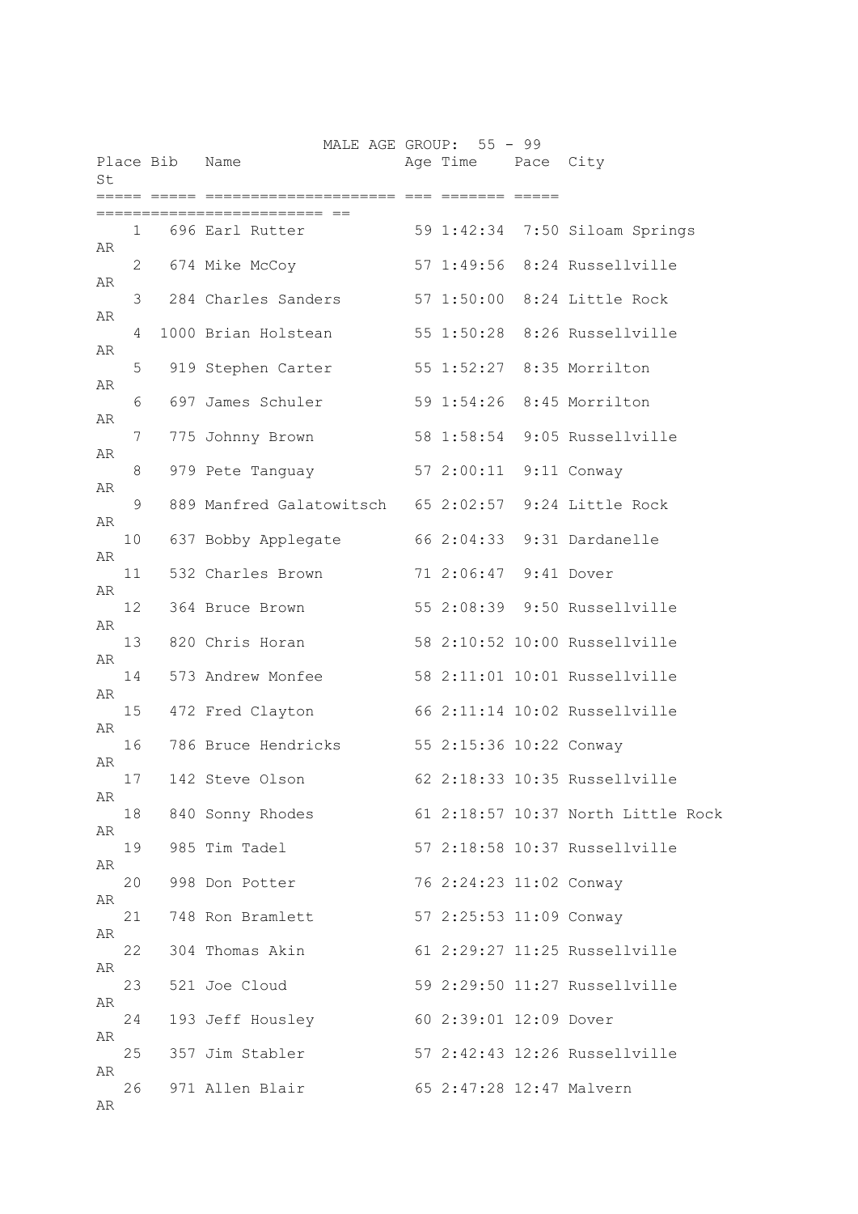## MALE AGE GROUP: 55 - 99

| Place | Bib | Name | Age | Time | Pace | City | St |
|---|---|---|---|---|---|---|---|
| 1 | 696 | Earl Rutter | 59 | 1:42:34 | 7:50 | Siloam Springs | AR |
| 2 | 674 | Mike McCoy | 57 | 1:49:56 | 8:24 | Russellville | AR |
| 3 | 284 | Charles Sanders | 57 | 1:50:00 | 8:24 | Little Rock | AR |
| 4 | 1000 | Brian Holstean | 55 | 1:50:28 | 8:26 | Russellville | AR |
| 5 | 919 | Stephen Carter | 55 | 1:52:27 | 8:35 | Morrilton | AR |
| 6 | 697 | James Schuler | 59 | 1:54:26 | 8:45 | Morrilton | AR |
| 7 | 775 | Johnny Brown | 58 | 1:58:54 | 9:05 | Russellville | AR |
| 8 | 979 | Pete Tanguay | 57 | 2:00:11 | 9:11 | Conway | AR |
| 9 | 889 | Manfred Galatowitsch | 65 | 2:02:57 | 9:24 | Little Rock | AR |
| 10 | 637 | Bobby Applegate | 66 | 2:04:33 | 9:31 | Dardanelle | AR |
| 11 | 532 | Charles Brown | 71 | 2:06:47 | 9:41 | Dover | AR |
| 12 | 364 | Bruce Brown | 55 | 2:08:39 | 9:50 | Russellville | AR |
| 13 | 820 | Chris Horan | 58 | 2:10:52 | 10:00 | Russellville | AR |
| 14 | 573 | Andrew Monfee | 58 | 2:11:01 | 10:01 | Russellville | AR |
| 15 | 472 | Fred Clayton | 66 | 2:11:14 | 10:02 | Russellville | AR |
| 16 | 786 | Bruce Hendricks | 55 | 2:15:36 | 10:22 | Conway | AR |
| 17 | 142 | Steve Olson | 62 | 2:18:33 | 10:35 | Russellville | AR |
| 18 | 840 | Sonny Rhodes | 61 | 2:18:57 | 10:37 | North Little Rock | AR |
| 19 | 985 | Tim Tadel | 57 | 2:18:58 | 10:37 | Russellville | AR |
| 20 | 998 | Don Potter | 76 | 2:24:23 | 11:02 | Conway | AR |
| 21 | 748 | Ron Bramlett | 57 | 2:25:53 | 11:09 | Conway | AR |
| 22 | 304 | Thomas Akin | 61 | 2:29:27 | 11:25 | Russellville | AR |
| 23 | 521 | Joe Cloud | 59 | 2:29:50 | 11:27 | Russellville | AR |
| 24 | 193 | Jeff Housley | 60 | 2:39:01 | 12:09 | Dover | AR |
| 25 | 357 | Jim Stabler | 57 | 2:42:43 | 12:26 | Russellville | AR |
| 26 | 971 | Allen Blair | 65 | 2:47:28 | 12:47 | Malvern | AR |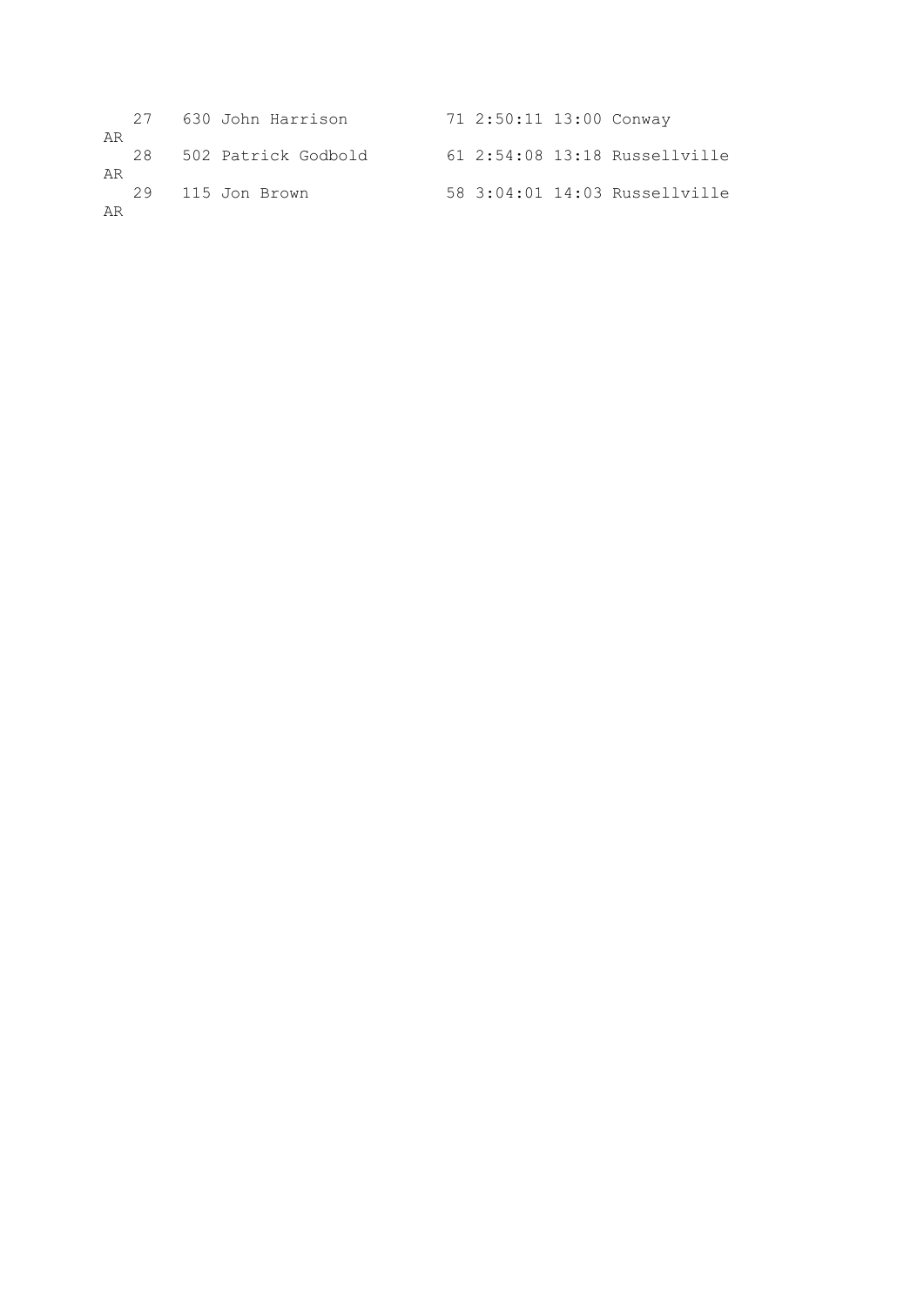```
   27   630 John Harrison           71 2:50:11 13:00 Conway
AR
   28   502 Patrick Godbold         61 2:54:08 13:18 Russellville
AR
   29   115 Jon Brown               58 3:04:01 14:03 Russellville
AR
```